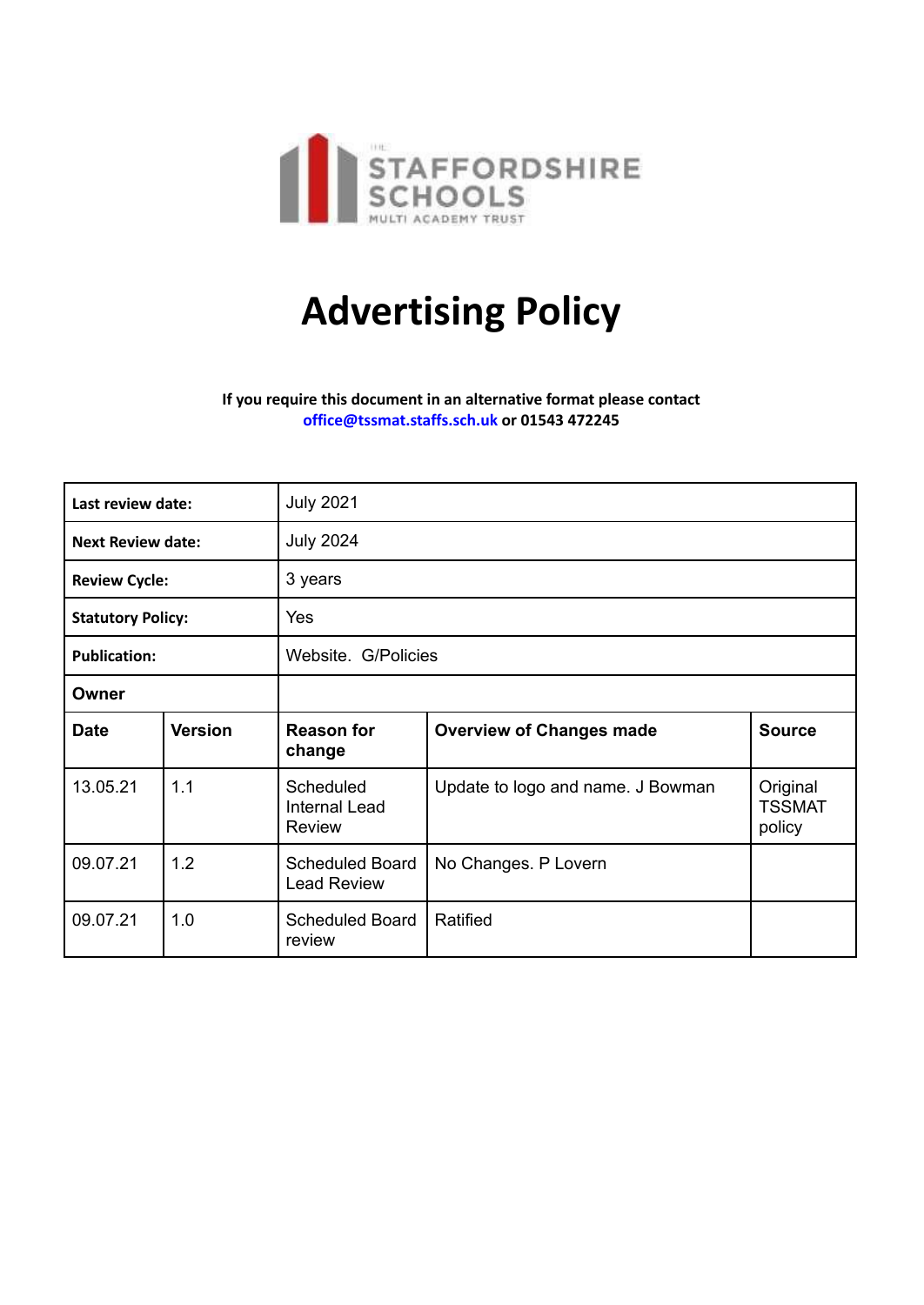THE STAFFORDSHIRE SCHOOLS MULTI ACADEMY TRUST

# Advertising Policy

**If you require this document in an alternative format please contact**
**office@tssmat.staffs.sch.uk or 01543 472245**

| **Last review date:** | July 2021 | | | |
|---|---|---|---|---|
| **Next Review date:** | July 2024 | | | |
| **Review Cycle:** | 3 years | | | |
| **Statutory Policy:** | Yes | | | |
| **Publication:** | Website. G/Policies | | | |
| **Owner** | | | | |
| **Date** | **Version** | **Reason for change** | **Overview of Changes made** | **Source** |
| 13.05.21 | 1.1 | Scheduled Internal Lead Review | Update to logo and name. J Bowman | Original TSSMAT policy |
| 09.07.21 | 1.2 | Scheduled Board Lead Review | No Changes. P Lovern | |
| 09.07.21 | 1.0 | Scheduled Board review | Ratified | |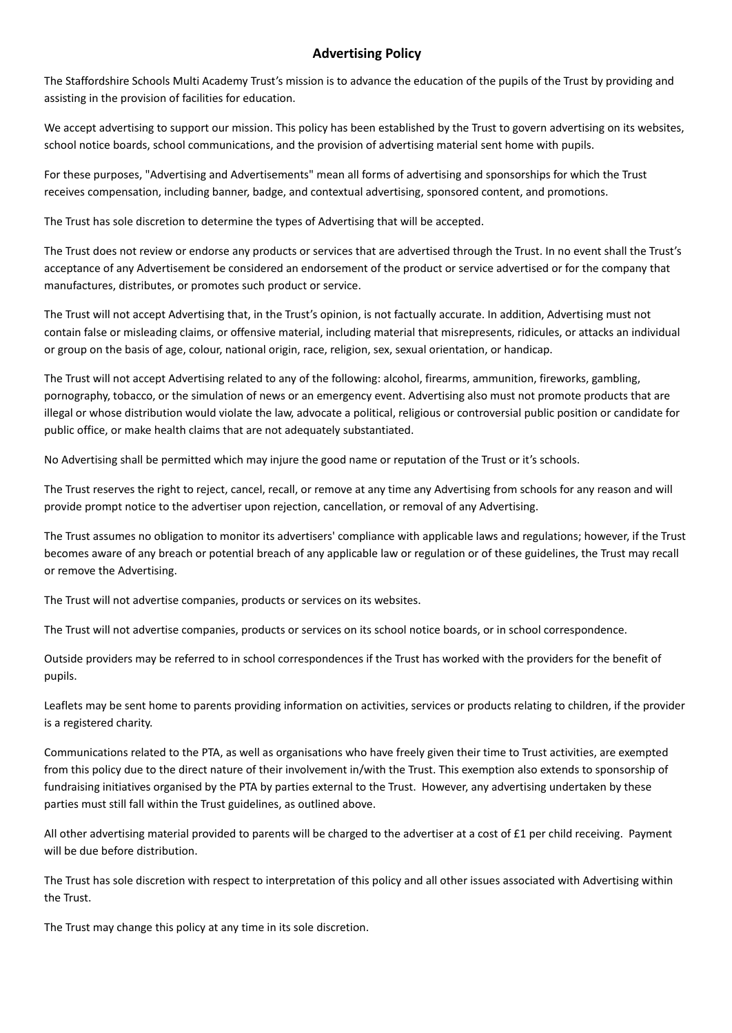## Advertising Policy

The Staffordshire Schools Multi Academy Trust's mission is to advance the education of the pupils of the Trust by providing and assisting in the provision of facilities for education.

We accept advertising to support our mission. This policy has been established by the Trust to govern advertising on its websites, school notice boards, school communications, and the provision of advertising material sent home with pupils.

For these purposes, "Advertising and Advertisements" mean all forms of advertising and sponsorships for which the Trust receives compensation, including banner, badge, and contextual advertising, sponsored content, and promotions.

The Trust has sole discretion to determine the types of Advertising that will be accepted.

The Trust does not review or endorse any products or services that are advertised through the Trust. In no event shall the Trust's acceptance of any Advertisement be considered an endorsement of the product or service advertised or for the company that manufactures, distributes, or promotes such product or service.

The Trust will not accept Advertising that, in the Trust's opinion, is not factually accurate. In addition, Advertising must not contain false or misleading claims, or offensive material, including material that misrepresents, ridicules, or attacks an individual or group on the basis of age, colour, national origin, race, religion, sex, sexual orientation, or handicap.

The Trust will not accept Advertising related to any of the following: alcohol, firearms, ammunition, fireworks, gambling, pornography, tobacco, or the simulation of news or an emergency event. Advertising also must not promote products that are illegal or whose distribution would violate the law, advocate a political, religious or controversial public position or candidate for public office, or make health claims that are not adequately substantiated.

No Advertising shall be permitted which may injure the good name or reputation of the Trust or it's schools.

The Trust reserves the right to reject, cancel, recall, or remove at any time any Advertising from schools for any reason and will provide prompt notice to the advertiser upon rejection, cancellation, or removal of any Advertising.

The Trust assumes no obligation to monitor its advertisers' compliance with applicable laws and regulations; however, if the Trust becomes aware of any breach or potential breach of any applicable law or regulation or of these guidelines, the Trust may recall or remove the Advertising.

The Trust will not advertise companies, products or services on its websites.

The Trust will not advertise companies, products or services on its school notice boards, or in school correspondence.

Outside providers may be referred to in school correspondences if the Trust has worked with the providers for the benefit of pupils.

Leaflets may be sent home to parents providing information on activities, services or products relating to children, if the provider is a registered charity.

Communications related to the PTA, as well as organisations who have freely given their time to Trust activities, are exempted from this policy due to the direct nature of their involvement in/with the Trust. This exemption also extends to sponsorship of fundraising initiatives organised by the PTA by parties external to the Trust. However, any advertising undertaken by these parties must still fall within the Trust guidelines, as outlined above.

All other advertising material provided to parents will be charged to the advertiser at a cost of £1 per child receiving. Payment will be due before distribution.

The Trust has sole discretion with respect to interpretation of this policy and all other issues associated with Advertising within the Trust.

The Trust may change this policy at any time in its sole discretion.